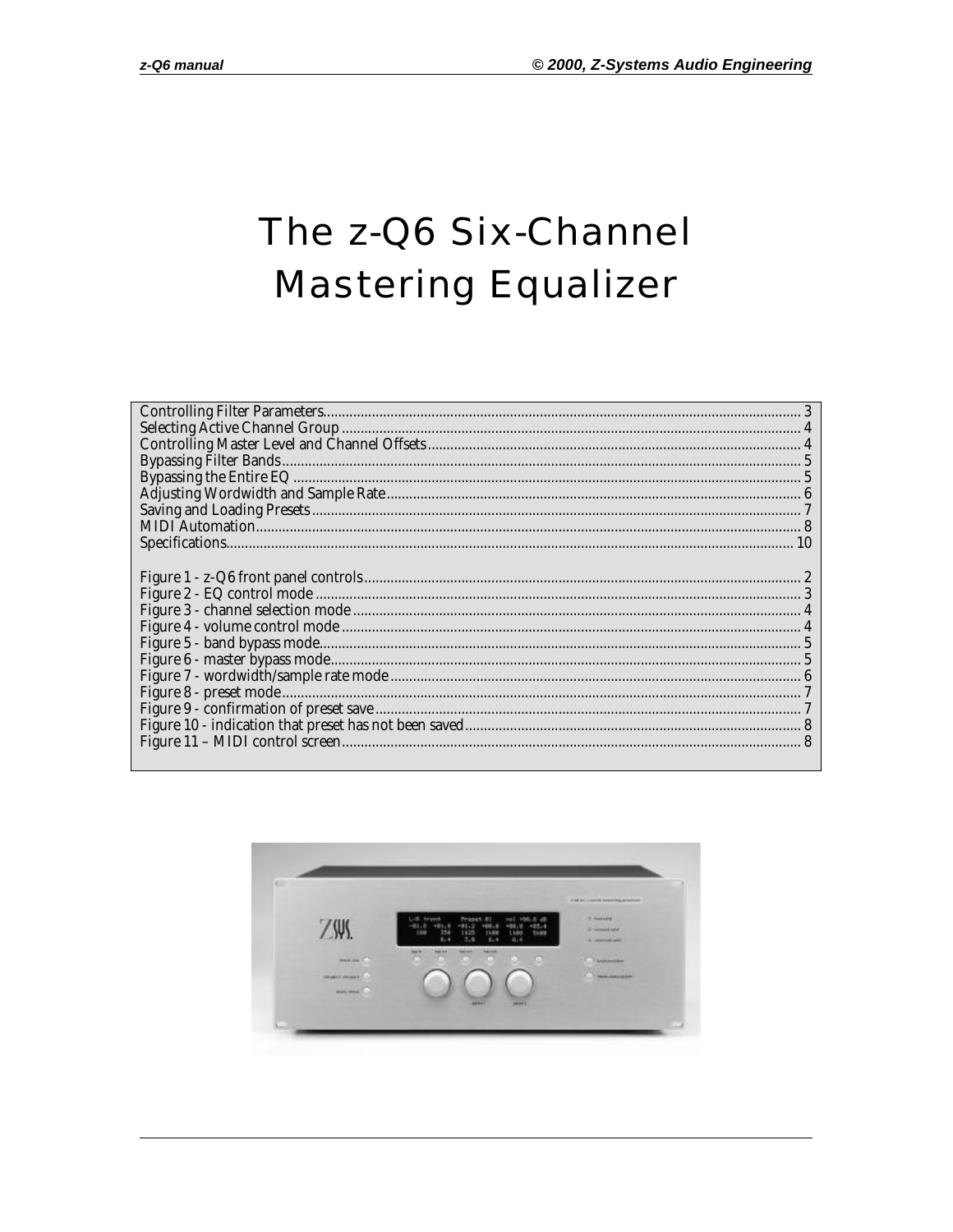# The z-Q6 Six-Channel Mastering Equalizer

Controlling Filter Parameters............................................................ 3
Selecting Active Channel Group ............................................................ 4
Controlling Master Level and Channel Offsets............................................................ 4
Bypassing Filter Bands............................................................ 5
Bypassing the Entire EQ ............................................................ 5
Adjusting Wordwidth and Sample Rate............................................................ 6
Saving and Loading Presets............................................................ 7
MIDI Automation............................................................ 8
Specifications............................................................ 10

Figure 1 - z-Q6 front panel controls............................................................ 2
Figure 2 - EQ control mode ............................................................ 3
Figure 3 - channel selection mode ............................................................ 4
Figure 4 - volume control mode ............................................................ 4
Figure 5 - band bypass mode............................................................ 5
Figure 6 - master bypass mode............................................................ 5
Figure 7 - wordwidth/sample rate mode ............................................................ 6
Figure 8 - preset mode............................................................ 7
Figure 9 - confirmation of preset save ............................................................ 7
Figure 10 - indication that preset has not been saved............................................................ 8
Figure 11 – MIDI control screen............................................................ 8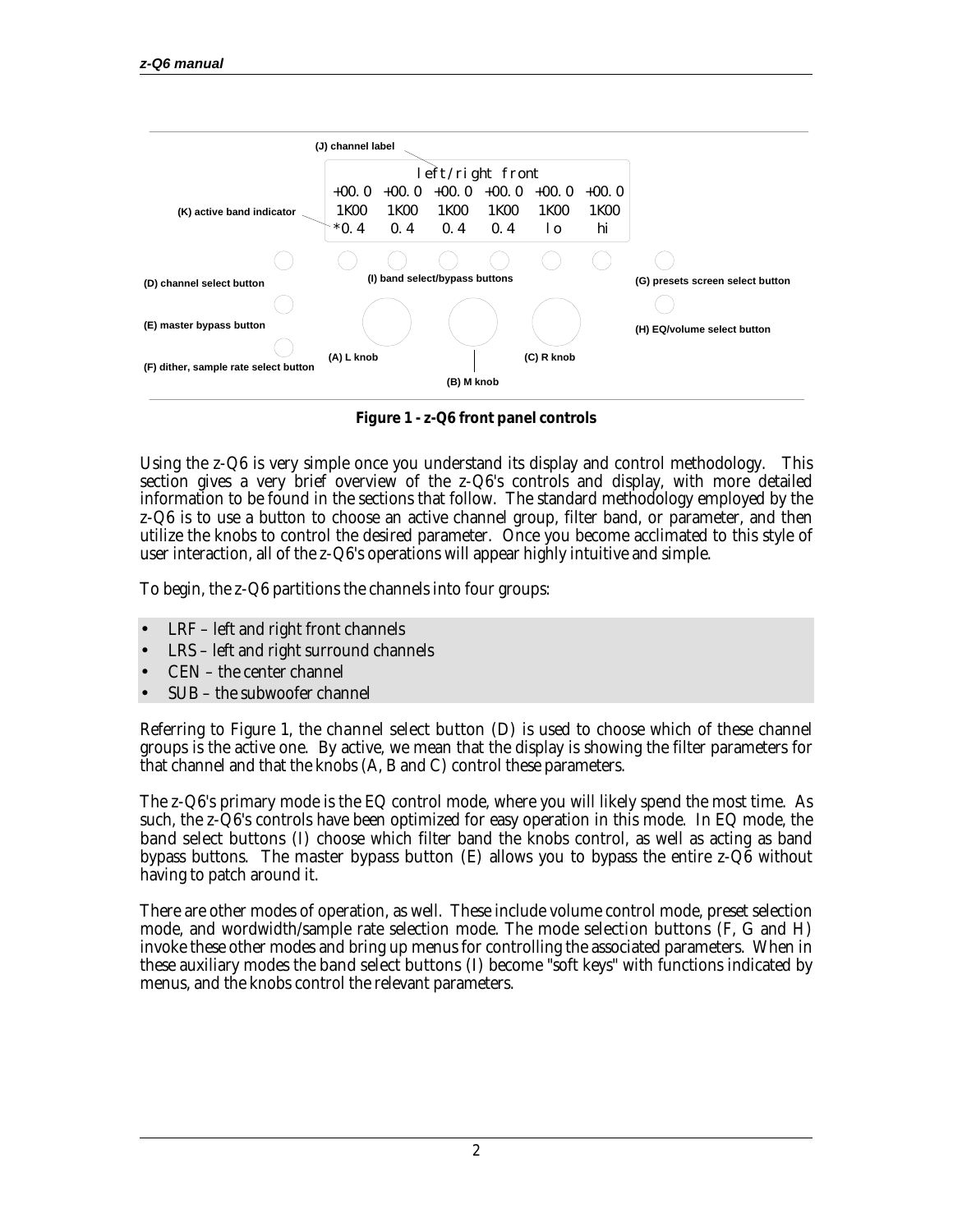(J) channel label

```
left/right front
+00.0  +00.0  +00.0  +00.0  +00.0  +00.0
1K00   1K00   1K00   1K00   1K00   1K00
*0.4   0.4    0.4    0.4    lo     hi
```

(K) active band indicator

(D) channel select button

(I) band select/bypass buttons

(G) presets screen select button

(E) master bypass button

(H) EQ/volume select button

(F) dither, sample rate select button

(A) L knob

(C) R knob

(B) M knob

**Figure 1 - z-Q6 front panel controls**

Using the z-Q6 is very simple once you understand its display and control methodology. This section gives a very brief overview of the z-Q6's controls and display, with more detailed information to be found in the sections that follow. The standard methodology employed by the z-Q6 is to use a button to choose an active channel group, filter band, or parameter, and then utilize the knobs to control the desired parameter. Once you become acclimated to this style of user interaction, all of the z-Q6's operations will appear highly intuitive and simple.

To begin, the z-Q6 partitions the channels into four groups:

- LRF – left and right front channels
- LRS – left and right surround channels
- CEN – the center channel
- SUB – the subwoofer channel

Referring to Figure 1, the channel select button (D) is used to choose which of these channel groups is the active one. By active, we mean that the display is showing the filter parameters for that channel and that the knobs (A, B and C) control these parameters.

The z-Q6's primary mode is the EQ control mode, where you will likely spend the most time. As such, the z-Q6's controls have been optimized for easy operation in this mode. In EQ mode, the band select buttons (I) choose which filter band the knobs control, as well as acting as band bypass buttons. The master bypass button (E) allows you to bypass the entire z-Q6 without having to patch around it.

There are other modes of operation, as well. These include volume control mode, preset selection mode, and wordwidth/sample rate selection mode. The mode selection buttons (F, G and H) invoke these other modes and bring up menus for controlling the associated parameters. When in these auxiliary modes the band select buttons (I) become "soft keys" with functions indicated by menus, and the knobs control the relevant parameters.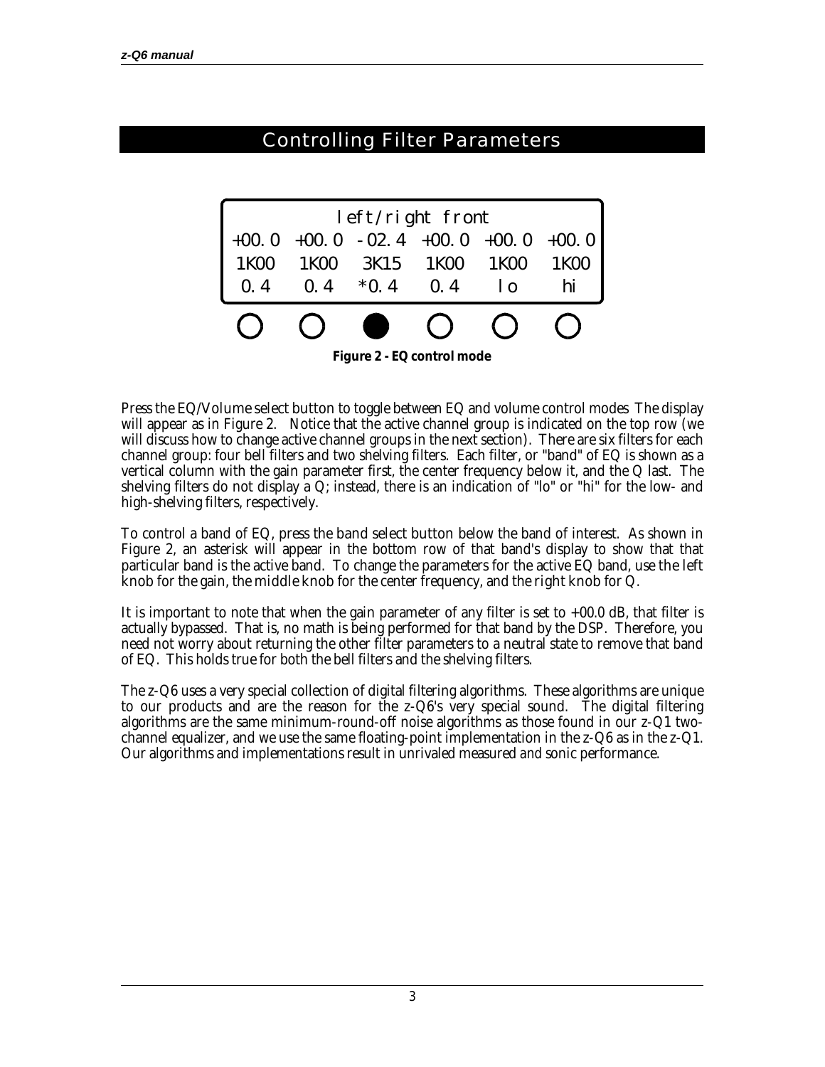# Controlling Filter Parameters

```
left/right front
+00.0  +00.0  -02.4  +00.0  +00.0  +00.0
1K00   1K00   3K15   1K00   1K00   1K00
0.4    0.4    *0.4   0.4    lo     hi
```

**Figure 2 - EQ control mode**

Press the EQ/Volume select button to toggle between EQ and volume control modes The display will appear as in Figure 2. Notice that the active channel group is indicated on the top row (we will discuss how to change active channel groups in the next section). There are six filters for each channel group: four bell filters and two shelving filters. Each filter, or "band" of EQ is shown as a vertical column with the gain parameter first, the center frequency below it, and the Q last. The shelving filters do not display a Q; instead, there is an indication of "lo" or "hi" for the low- and high-shelving filters, respectively.

To control a band of EQ, press the band select button below the band of interest. As shown in Figure 2, an asterisk will appear in the bottom row of that band's display to show that that particular band is the active band. To change the parameters for the active EQ band, use the left knob for the gain, the middle knob for the center frequency, and the right knob for Q.

It is important to note that when the gain parameter of any filter is set to +00.0 dB, that filter is actually bypassed. That is, no math is being performed for that band by the DSP. Therefore, you need not worry about returning the other filter parameters to a neutral state to remove that band of EQ. This holds true for both the bell filters and the shelving filters.

The z-Q6 uses a very special collection of digital filtering algorithms. These algorithms are unique to our products and are the reason for the z-Q6's very special sound. The digital filtering algorithms are the same minimum-round-off noise algorithms as those found in our z-Q1 two-channel equalizer, and we use the same floating-point implementation in the z-Q6 as in the z-Q1. Our algorithms and implementations result in unrivaled measured *and* sonic performance.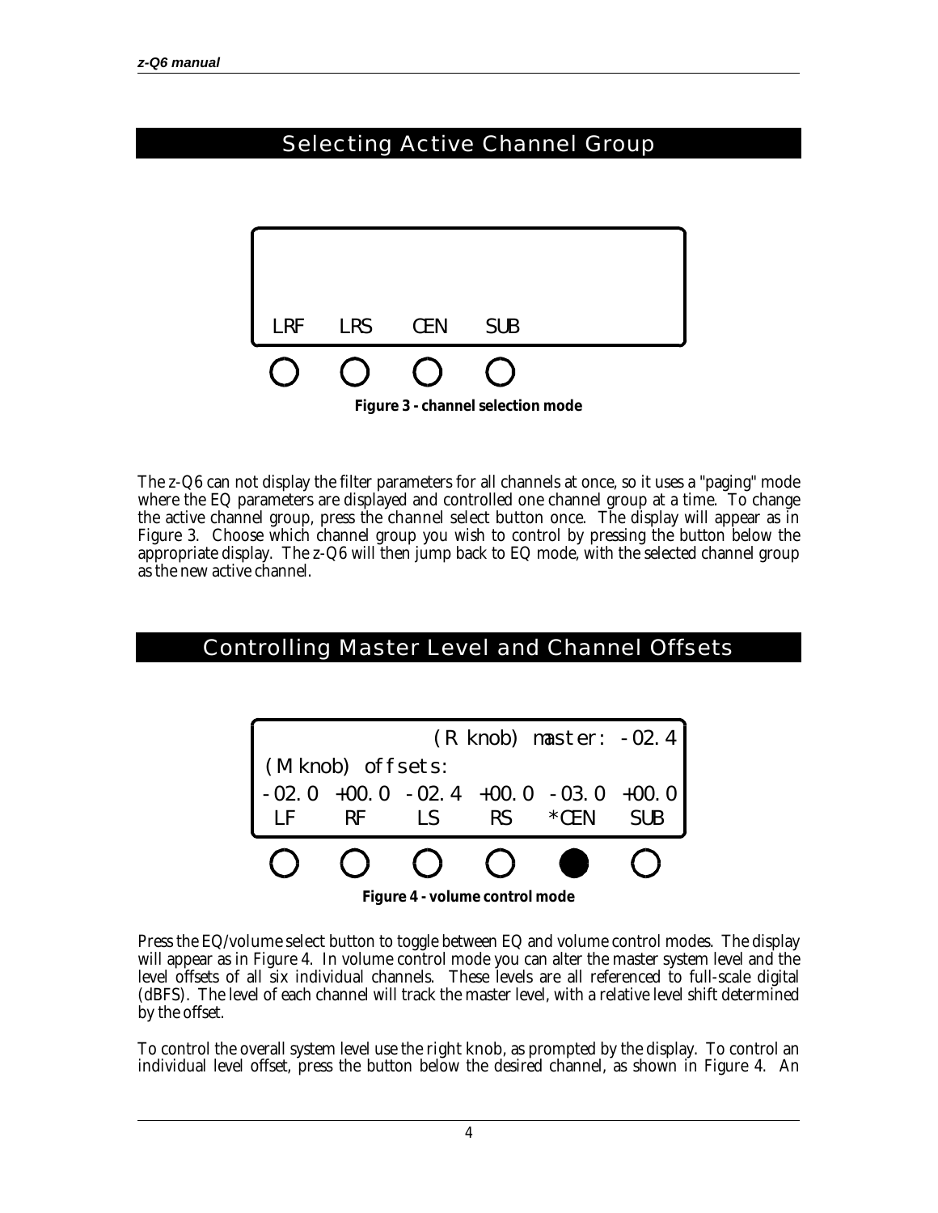## Selecting Active Channel Group

```
LRF   LRS   CEN   SUB
```

**Figure 3 - channel selection mode**

The z-Q6 can not display the filter parameters for all channels at once, so it uses a "paging" mode where the EQ parameters are displayed and controlled one channel group at a time. To change the active channel group, press the channel select button once. The display will appear as in Figure 3. Choose which channel group you wish to control by pressing the button below the appropriate display. The z-Q6 will then jump back to EQ mode, with the selected channel group as the new active channel.

## Controlling Master Level and Channel Offsets

```
                    (R knob) master: -02.4
(M knob) offsets:
-02.0  +00.0  -02.4  +00.0  -03.0  +00.0
  LF     RF     LS     RS   *CEN    SUB
```

**Figure 4 - volume control mode**

Press the EQ/volume select button to toggle between EQ and volume control modes. The display will appear as in Figure 4. In volume control mode you can alter the master system level and the level offsets of all six individual channels. These levels are all referenced to full-scale digital (dBFS). The level of each channel will track the master level, with a relative level shift determined by the offset.

To control the overall system level use the right knob, as prompted by the display. To control an individual level offset, press the button below the desired channel, as shown in Figure 4. An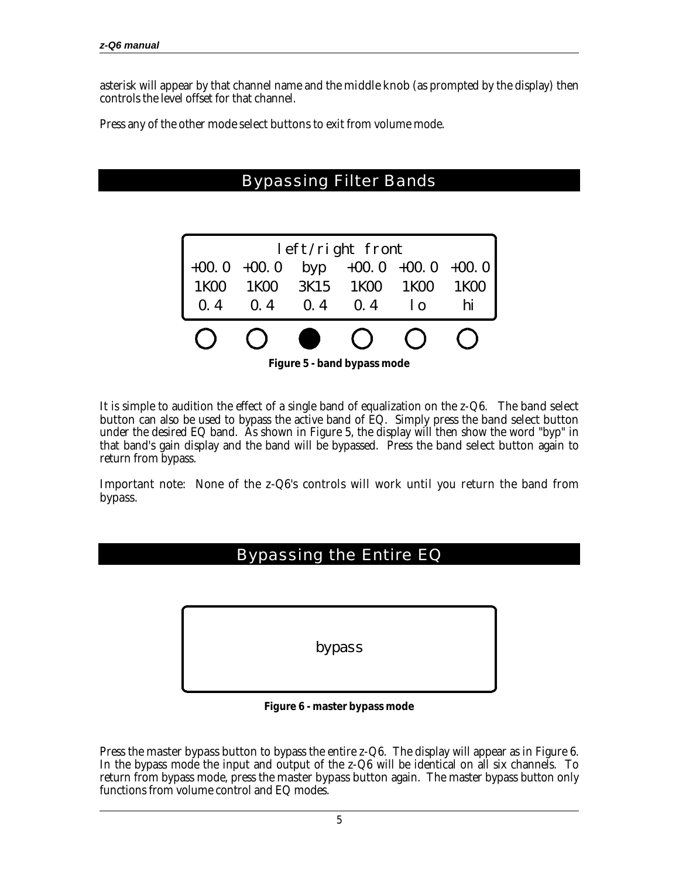asterisk will appear by that channel name and the middle knob (as prompted by the display) then controls the level offset for that channel.

Press any of the other mode select buttons to exit from volume mode.

## Bypassing Filter Bands

```
            left/right front
+00.0  +00.0   byp   +00.0  +00.0  +00.0
 1K00   1K00   3K15   1K00   1K00   1K00
 0.4    0.4    0.4    0.4    lo     hi
```

**Figure 5 - band bypass mode**

It is simple to audition the effect of a single band of equalization on the z-Q6. The band select button can also be used to bypass the active band of EQ. Simply press the band select button under the desired EQ band. As shown in Figure 5, the display will then show the word "byp" in that band's gain display and the band will be bypassed. Press the band select button again to return from bypass.

Important note: None of the z-Q6's controls will work until you return the band from bypass.

## Bypassing the Entire EQ

```
bypass
```

**Figure 6 - master bypass mode**

Press the master bypass button to bypass the entire z-Q6. The display will appear as in Figure 6. In the bypass mode the input and output of the z-Q6 will be identical on all six channels. To return from bypass mode, press the master bypass button again. The master bypass button only functions from volume control and EQ modes.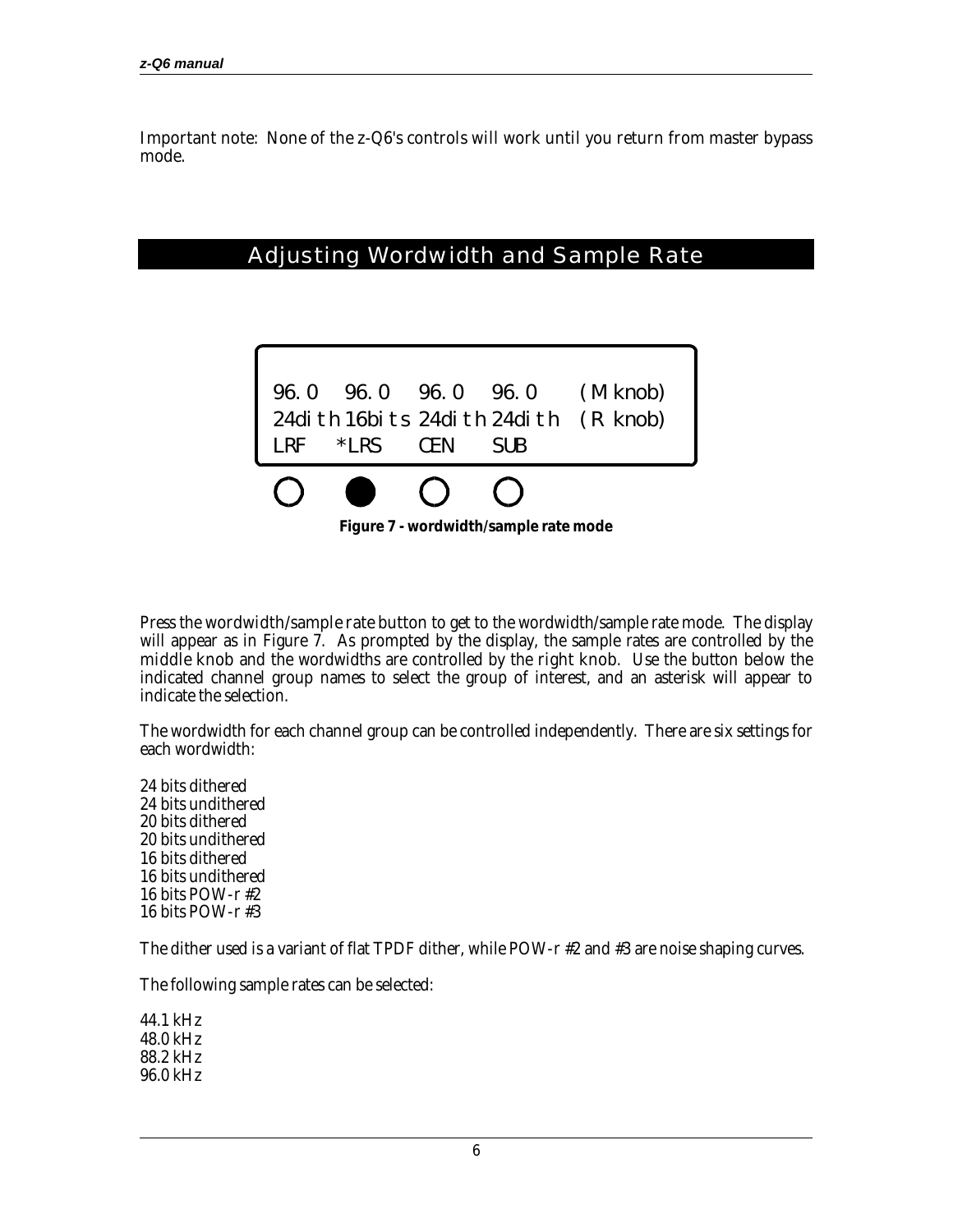Important note: None of the z-Q6's controls will work until you return from master bypass mode.

## Adjusting Wordwidth and Sample Rate

```
96.0    96.0    96.0    96.0      (M knob)
24dith 16bits 24dith 24dith   (R knob)
LRF    *LRS    CEN     SUB
```

**Figure 7 - wordwidth/sample rate mode**

Press the wordwidth/sample rate button to get to the wordwidth/sample rate mode. The display will appear as in Figure 7. As prompted by the display, the sample rates are controlled by the middle knob and the wordwidths are controlled by the right knob. Use the button below the indicated channel group names to select the group of interest, and an asterisk will appear to indicate the selection.

The wordwidth for each channel group can be controlled independently. There are six settings for each wordwidth:

24 bits dithered
24 bits undithered
20 bits dithered
20 bits undithered
16 bits dithered
16 bits undithered
16 bits POW-r #2
16 bits POW-r #3

The dither used is a variant of flat TPDF dither, while POW-r #2 and #3 are noise shaping curves.

The following sample rates can be selected:

44.1 kHz
48.0 kHz
88.2 kHz
96.0 kHz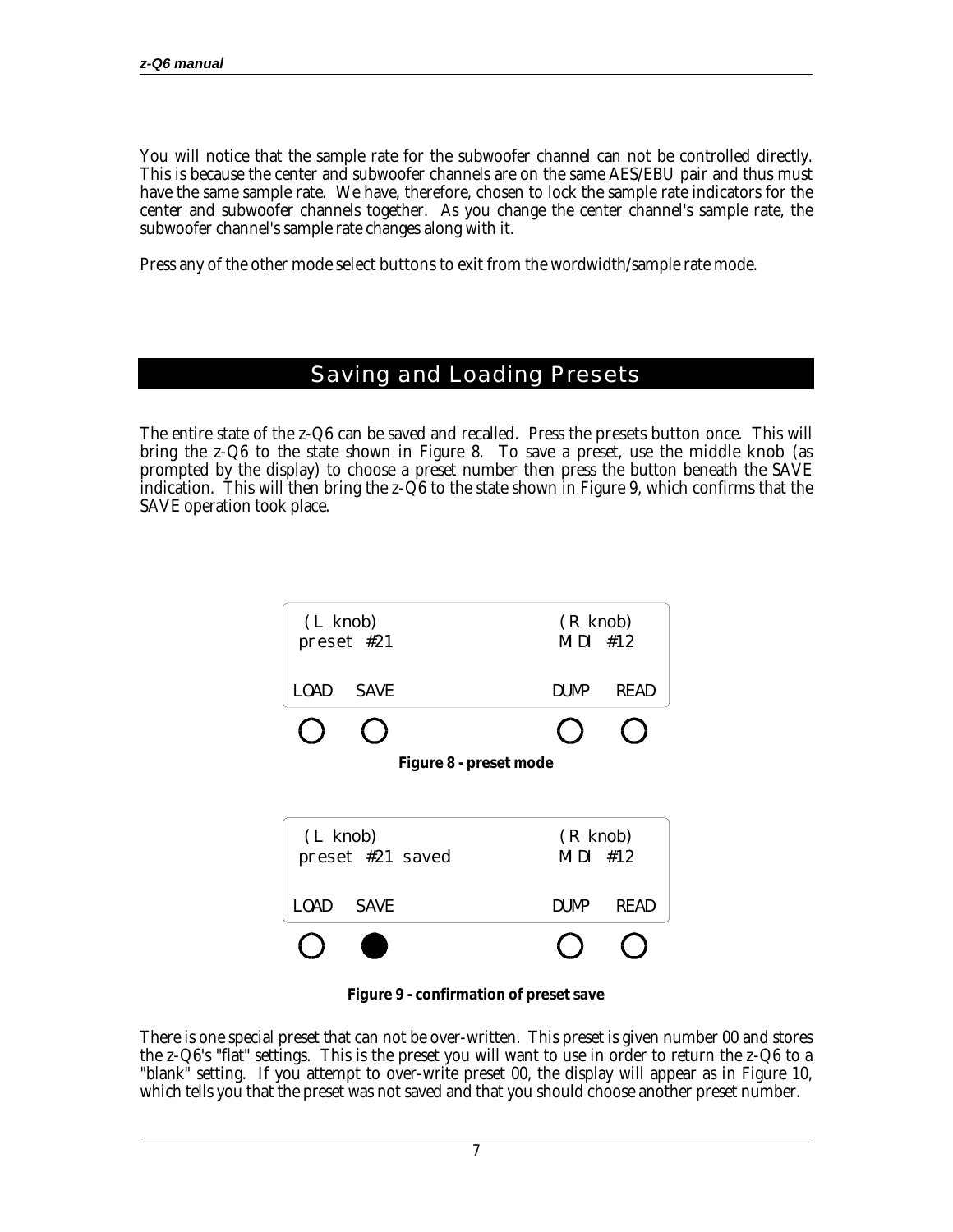You will notice that the sample rate for the subwoofer channel can not be controlled directly. This is because the center and subwoofer channels are on the same AES/EBU pair and thus must have the same sample rate. We have, therefore, chosen to lock the sample rate indicators for the center and subwoofer channels together. As you change the center channel's sample rate, the subwoofer channel's sample rate changes along with it.

Press any of the other mode select buttons to exit from the wordwidth/sample rate mode.

## Saving and Loading Presets

The entire state of the z-Q6 can be saved and recalled. Press the presets button once. This will bring the z-Q6 to the state shown in Figure 8. To save a preset, use the middle knob (as prompted by the display) to choose a preset number then press the button beneath the SAVE indication. This will then bring the z-Q6 to the state shown in Figure 9, which confirms that the SAVE operation took place.

```
(L knob)                    (R knob)
preset #21                  MIDI #12

LOAD   SAVE                 DUMP   READ
 ○      ○                    ○      ○
```

**Figure 8 - preset mode**

```
(L knob)                    (R knob)
preset #21 saved            MIDI #12

LOAD   SAVE                 DUMP   READ
 ○      ●                    ○      ○
```

**Figure 9 - confirmation of preset save**

There is one special preset that can not be over-written. This preset is given number 00 and stores the z-Q6's "flat" settings. This is the preset you will want to use in order to return the z-Q6 to a "blank" setting. If you attempt to over-write preset 00, the display will appear as in Figure 10, which tells you that the preset was not saved and that you should choose another preset number.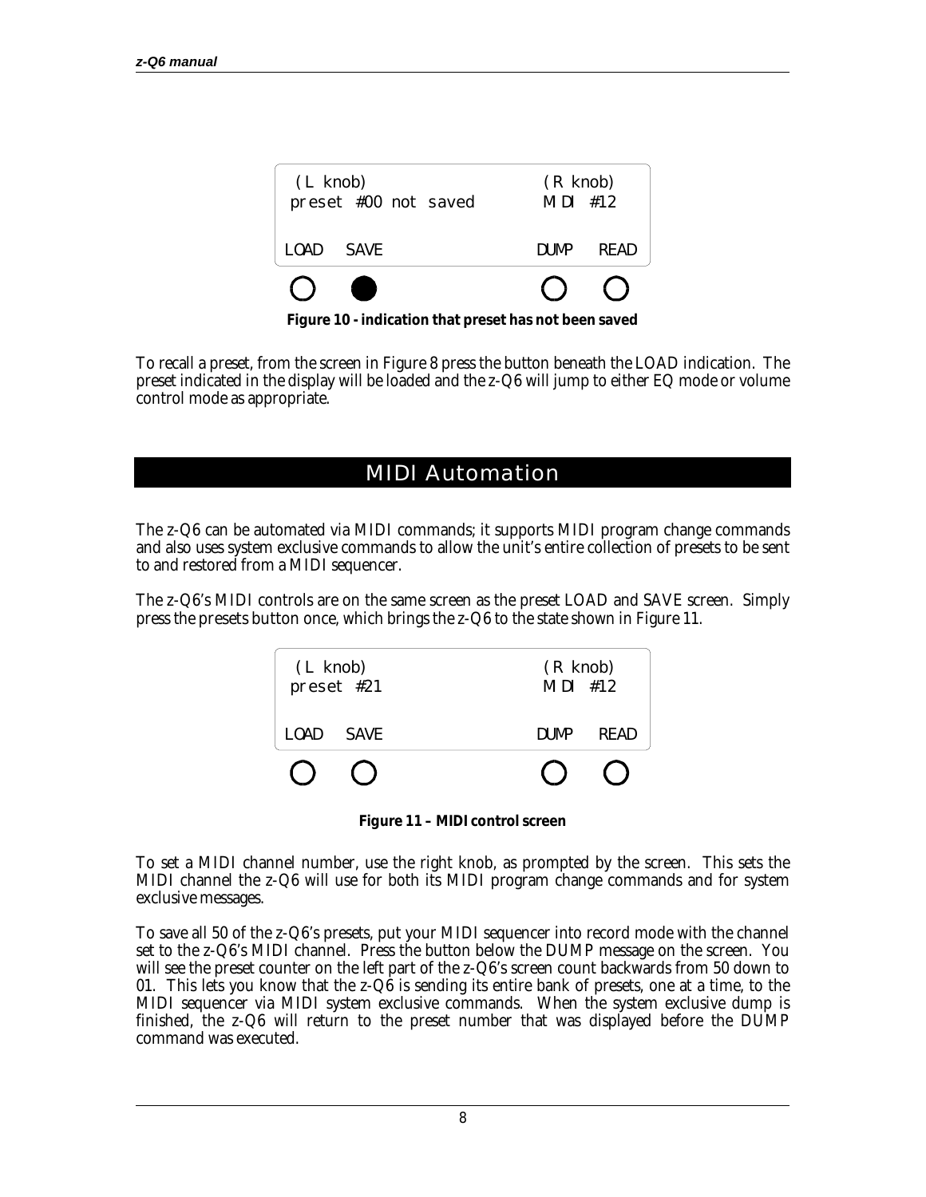(L knob)
preset #00 not saved

(R knob)
MIDI #12

LOAD SAVE DUMP READ

**Figure 10 - indication that preset has not been saved**

To recall a preset, from the screen in Figure 8 press the button beneath the LOAD indication. The preset indicated in the display will be loaded and the z-Q6 will jump to either EQ mode or volume control mode as appropriate.

# MIDI Automation

The z-Q6 can be automated via MIDI commands; it supports MIDI program change commands and also uses system exclusive commands to allow the unit's entire collection of presets to be sent to and restored from a MIDI sequencer.

The z-Q6's MIDI controls are on the same screen as the preset LOAD and SAVE screen. Simply press the presets button once, which brings the z-Q6 to the state shown in Figure 11.

(L knob)
preset #21

(R knob)
MIDI #12

LOAD SAVE DUMP READ

**Figure 11 – MIDI control screen**

To set a MIDI channel number, use the right knob, as prompted by the screen. This sets the MIDI channel the z-Q6 will use for both its MIDI program change commands and for system exclusive messages.

To save all 50 of the z-Q6's presets, put your MIDI sequencer into record mode with the channel set to the z-Q6's MIDI channel. Press the button below the DUMP message on the screen. You will see the preset counter on the left part of the z-Q6's screen count backwards from 50 down to 01. This lets you know that the z-Q6 is sending its entire bank of presets, one at a time, to the MIDI sequencer via MIDI system exclusive commands. When the system exclusive dump is finished, the z-Q6 will return to the preset number that was displayed before the DUMP command was executed.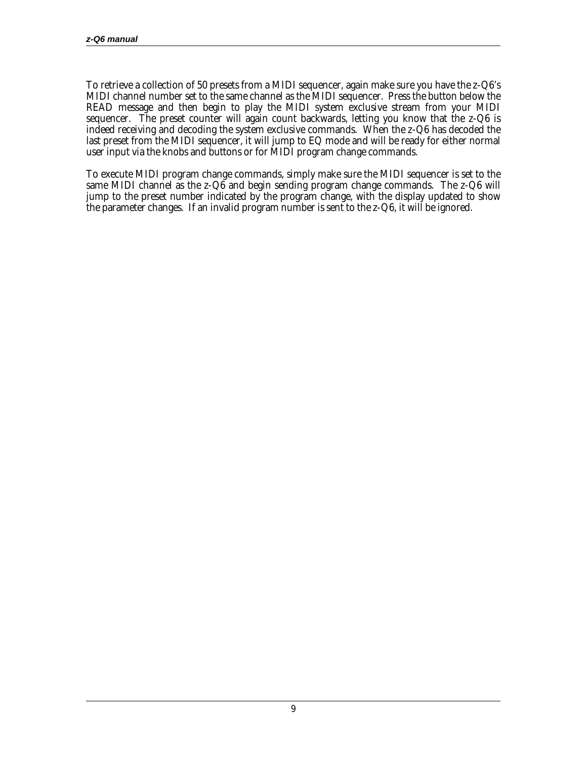To retrieve a collection of 50 presets from a MIDI sequencer, again make sure you have the z-Q6's MIDI channel number set to the same channel as the MIDI sequencer. Press the button below the READ message and then begin to play the MIDI system exclusive stream from your MIDI sequencer. The preset counter will again count backwards, letting you know that the z-Q6 is indeed receiving and decoding the system exclusive commands. When the z-Q6 has decoded the last preset from the MIDI sequencer, it will jump to EQ mode and will be ready for either normal user input via the knobs and buttons or for MIDI program change commands.

To execute MIDI program change commands, simply make sure the MIDI sequencer is set to the same MIDI channel as the z-Q6 and begin sending program change commands. The z-Q6 will jump to the preset number indicated by the program change, with the display updated to show the parameter changes. If an invalid program number is sent to the z-Q6, it will be ignored.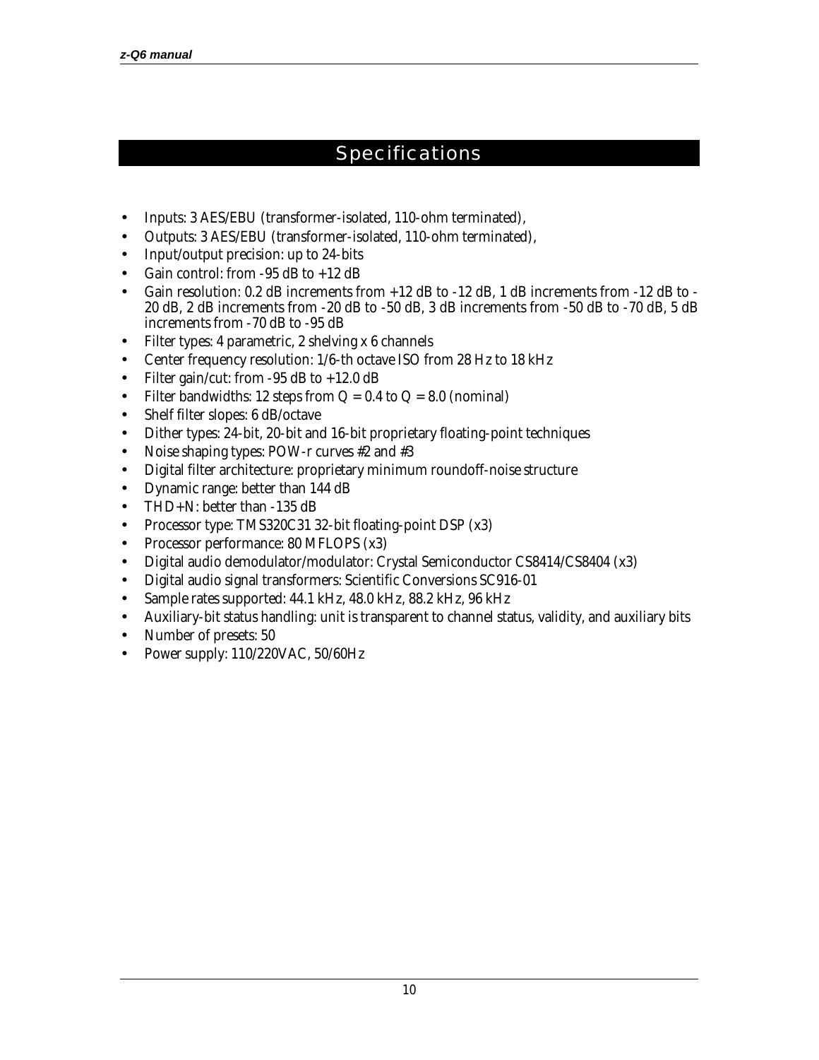# Specifications

- Inputs: 3 AES/EBU (transformer-isolated, 110-ohm terminated),
- Outputs: 3 AES/EBU (transformer-isolated, 110-ohm terminated),
- Input/output precision: up to 24-bits
- Gain control: from -95 dB to +12 dB
- Gain resolution: 0.2 dB increments from +12 dB to -12 dB, 1 dB increments from -12 dB to -20 dB, 2 dB increments from -20 dB to -50 dB, 3 dB increments from -50 dB to -70 dB, 5 dB increments from -70 dB to -95 dB
- Filter types: 4 parametric, 2 shelving x 6 channels
- Center frequency resolution: 1/6-th octave ISO from 28 Hz to 18 kHz
- Filter gain/cut: from -95 dB to +12.0 dB
- Filter bandwidths: 12 steps from Q = 0.4 to Q = 8.0 (nominal)
- Shelf filter slopes: 6 dB/octave
- Dither types: 24-bit, 20-bit and 16-bit proprietary floating-point techniques
- Noise shaping types: POW-r curves #2 and #3
- Digital filter architecture: proprietary minimum roundoff-noise structure
- Dynamic range: better than 144 dB
- THD+N: better than -135 dB
- Processor type: TMS320C31 32-bit floating-point DSP (x3)
- Processor performance: 80 MFLOPS (x3)
- Digital audio demodulator/modulator: Crystal Semiconductor CS8414/CS8404 (x3)
- Digital audio signal transformers: Scientific Conversions SC916-01
- Sample rates supported: 44.1 kHz, 48.0 kHz, 88.2 kHz, 96 kHz
- Auxiliary-bit status handling: unit is transparent to channel status, validity, and auxiliary bits
- Number of presets: 50
- Power supply: 110/220VAC, 50/60Hz